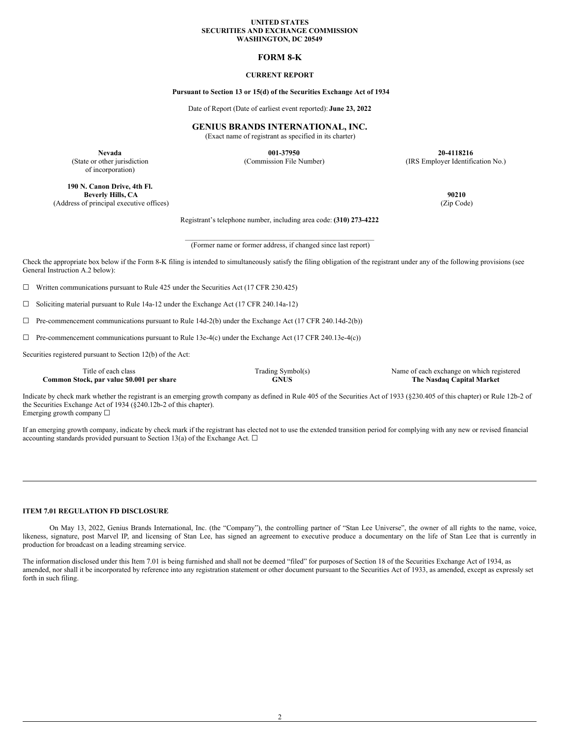**UNITED STATES**
**SECURITIES AND EXCHANGE COMMISSION**
**WASHINGTON, DC 20549**

# FORM 8-K

**CURRENT REPORT**

**Pursuant to Section 13 or 15(d) of the Securities Exchange Act of 1934**

Date of Report (Date of earliest event reported): **June 23, 2022**

## GENIUS BRANDS INTERNATIONAL, INC.

(Exact name of registrant as specified in its charter)

| | | |
|---|---|---|
| **Nevada** | **001-37950** | **20-4118216** |
| (State or other jurisdiction of incorporation) | (Commission File Number) | (IRS Employer Identification No.) |

| | |
|---|---|
| **190 N. Canon Drive, 4th Fl.** **Beverly Hills, CA** | **90210** |
| (Address of principal executive offices) | (Zip Code) |

Registrant's telephone number, including area code: **(310) 273-4222**

\_\_\_\_\_\_\_\_\_\_\_\_\_\_\_\_\_\_\_\_\_\_\_\_\_\_\_\_\_\_\_\_\_\_\_\_\_\_\_\_\_\_\_\_\_\_\_\_\_\_\_\_\_\_
(Former name or former address, if changed since last report)

Check the appropriate box below if the Form 8-K filing is intended to simultaneously satisfy the filing obligation of the registrant under any of the following provisions (see General Instruction A.2 below):

☐ Written communications pursuant to Rule 425 under the Securities Act (17 CFR 230.425)

☐ Soliciting material pursuant to Rule 14a-12 under the Exchange Act (17 CFR 240.14a-12)

☐ Pre-commencement communications pursuant to Rule 14d-2(b) under the Exchange Act (17 CFR 240.14d-2(b))

☐ Pre-commencement communications pursuant to Rule 13e-4(c) under the Exchange Act (17 CFR 240.13e-4(c))

Securities registered pursuant to Section 12(b) of the Act:

| Title of each class | Trading Symbol(s) | Name of each exchange on which registered |
|---|---|---|
| **Common Stock, par value $0.001 per share** | **GNUS** | **The Nasdaq Capital Market** |

Indicate by check mark whether the registrant is an emerging growth company as defined in Rule 405 of the Securities Act of 1933 (§230.405 of this chapter) or Rule 12b-2 of the Securities Exchange Act of 1934 (§240.12b-2 of this chapter).
Emerging growth company ☐

If an emerging growth company, indicate by check mark if the registrant has elected not to use the extended transition period for complying with any new or revised financial accounting standards provided pursuant to Section 13(a) of the Exchange Act. ☐

---

**ITEM 7.01 REGULATION FD DISCLOSURE**

On May 13, 2022, Genius Brands International, Inc. (the "Company"), the controlling partner of "Stan Lee Universe", the owner of all rights to the name, voice, likeness, signature, post Marvel IP, and licensing of Stan Lee, has signed an agreement to executive produce a documentary on the life of Stan Lee that is currently in production for broadcast on a leading streaming service.

The information disclosed under this Item 7.01 is being furnished and shall not be deemed "filed" for purposes of Section 18 of the Securities Exchange Act of 1934, as amended, nor shall it be incorporated by reference into any registration statement or other document pursuant to the Securities Act of 1933, as amended, except as expressly set forth in such filing.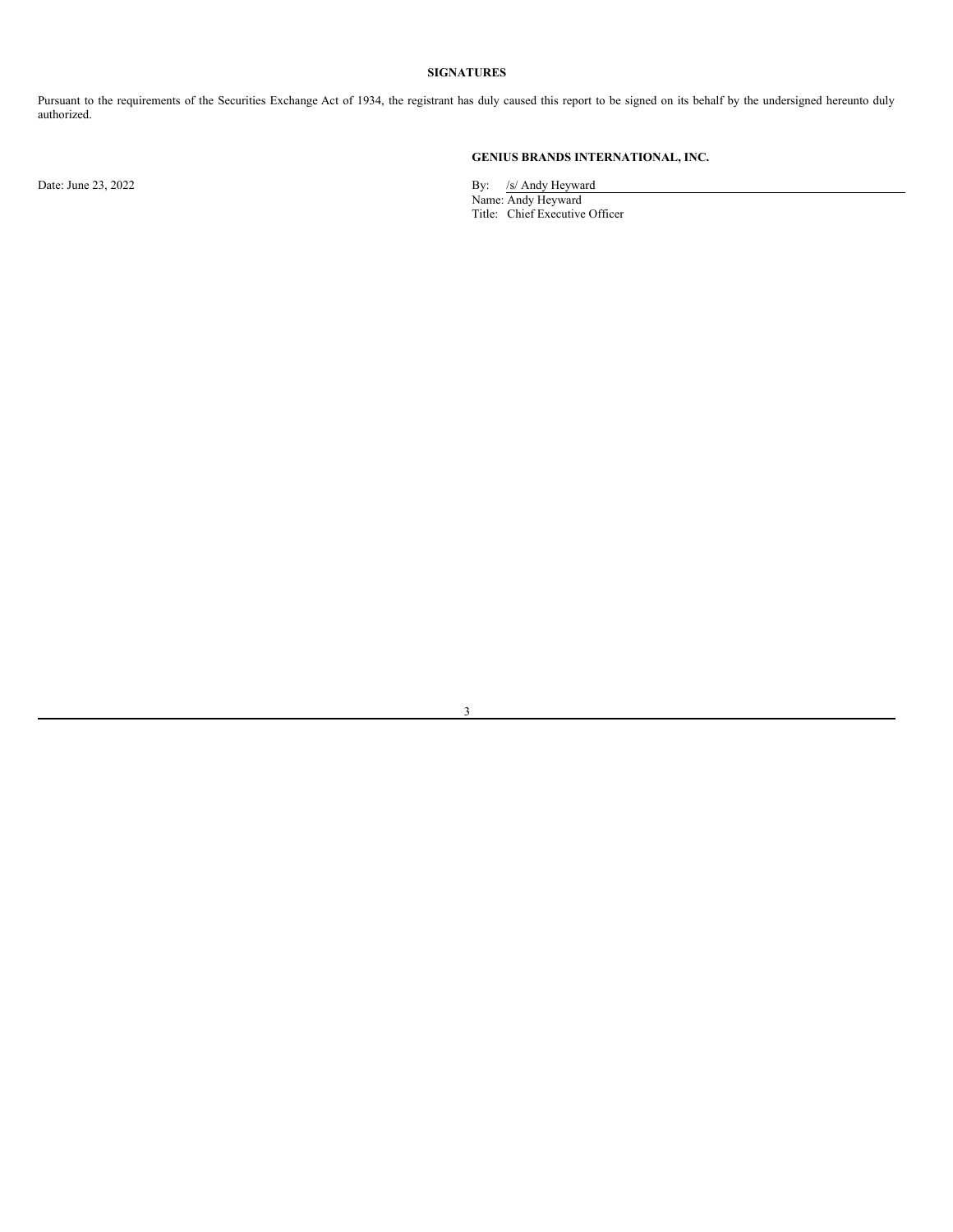**SIGNATURES**

Pursuant to the requirements of the Securities Exchange Act of 1934, the registrant has duly caused this report to be signed on its behalf by the undersigned hereunto duly authorized.

**GENIUS BRANDS INTERNATIONAL, INC.**

Date: June 23, 2022

By: /s/ Andy Heyward
Name: Andy Heyward
Title: Chief Executive Officer